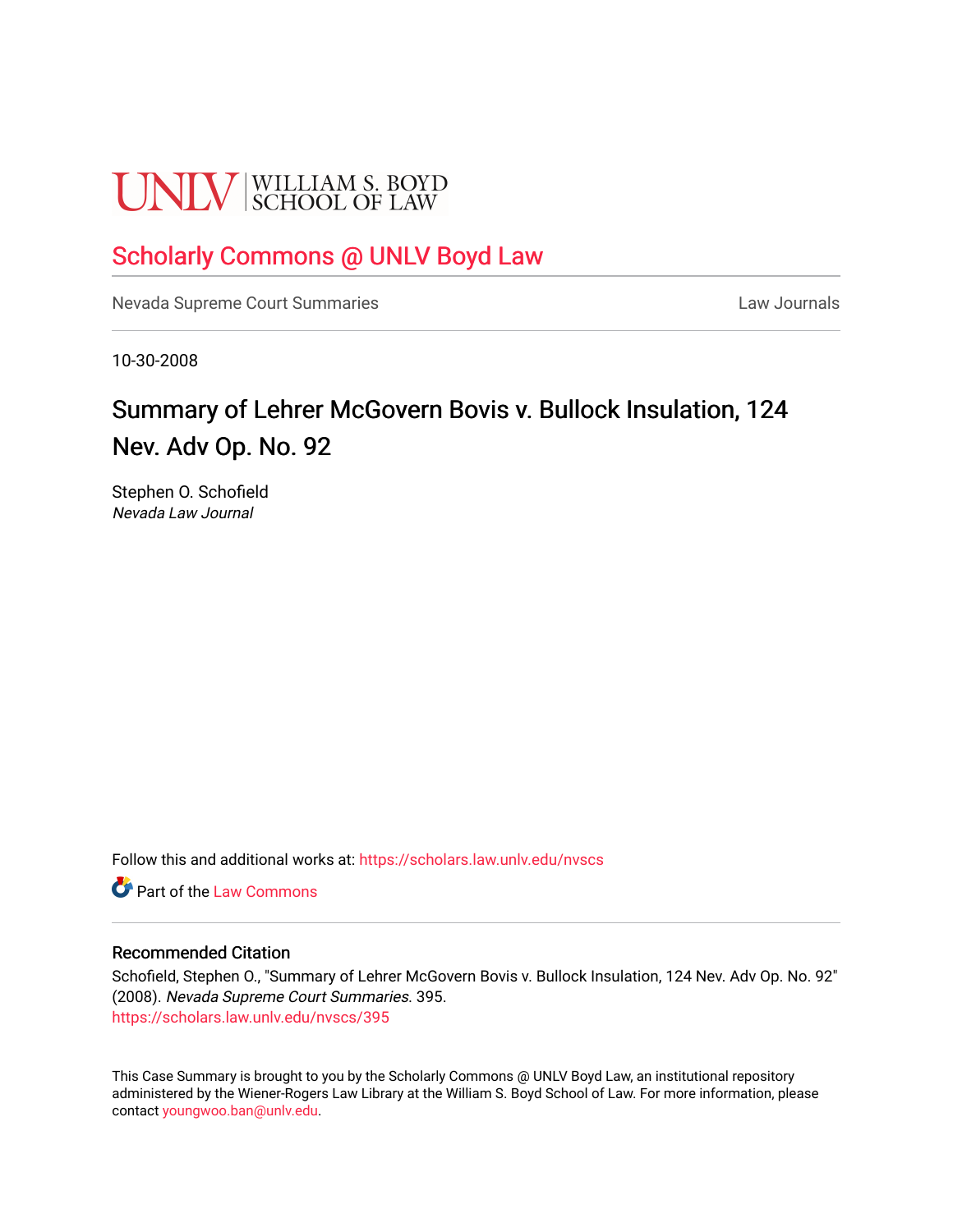UNLV | WILLIAM S. BOYD SCHOOL OF LAW

[Scholarly Commons @ UNLV Boyd Law](https://scholars.law.unlv.edu)

Nevada Supreme Court Summaries | Law Journals

10-30-2008

# Summary of Lehrer McGovern Bovis v. Bullock Insulation, 124 Nev. Adv Op. No. 92

Stephen O. Schofield
*Nevada Law Journal*

Follow this and additional works at: https://scholars.law.unlv.edu/nvscs

Part of the Law Commons

## Recommended Citation

Schofield, Stephen O., "Summary of Lehrer McGovern Bovis v. Bullock Insulation, 124 Nev. Adv Op. No. 92" (2008). *Nevada Supreme Court Summaries*. 395.
https://scholars.law.unlv.edu/nvscs/395

This Case Summary is brought to you by the Scholarly Commons @ UNLV Boyd Law, an institutional repository administered by the Wiener-Rogers Law Library at the William S. Boyd School of Law. For more information, please contact youngwoo.ban@unlv.edu.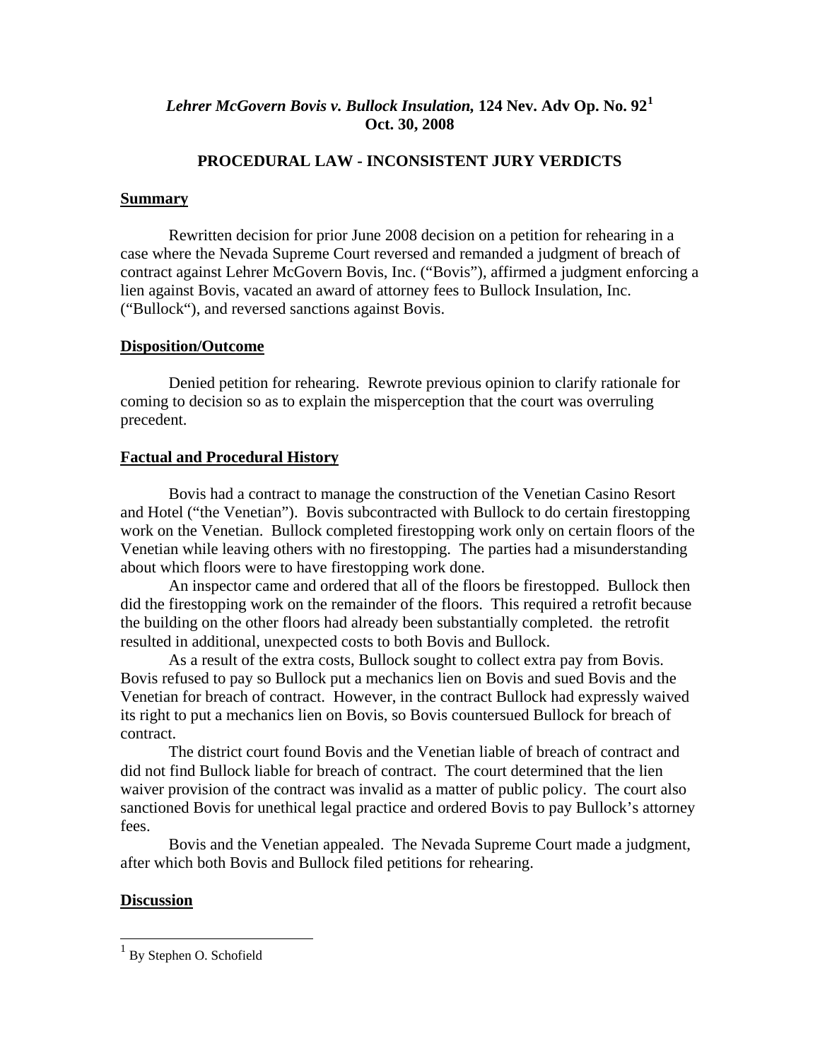**_Lehrer McGovern Bovis v. Bullock Insulation_, 124 Nev. Adv Op. No. 92[1]**
**Oct. 30, 2008**

**PROCEDURAL LAW - INCONSISTENT JURY VERDICTS**

**Summary**

Rewritten decision for prior June 2008 decision on a petition for rehearing in a case where the Nevada Supreme Court reversed and remanded a judgment of breach of contract against Lehrer McGovern Bovis, Inc. ("Bovis"), affirmed a judgment enforcing a lien against Bovis, vacated an award of attorney fees to Bullock Insulation, Inc. ("Bullock"), and reversed sanctions against Bovis.

**Disposition/Outcome**

Denied petition for rehearing. Rewrote previous opinion to clarify rationale for coming to decision so as to explain the misperception that the court was overruling precedent.

**Factual and Procedural History**

Bovis had a contract to manage the construction of the Venetian Casino Resort and Hotel ("the Venetian"). Bovis subcontracted with Bullock to do certain firestopping work on the Venetian. Bullock completed firestopping work only on certain floors of the Venetian while leaving others with no firestopping. The parties had a misunderstanding about which floors were to have firestopping work done.

An inspector came and ordered that all of the floors be firestopped. Bullock then did the firestopping work on the remainder of the floors. This required a retrofit because the building on the other floors had already been substantially completed. the retrofit resulted in additional, unexpected costs to both Bovis and Bullock.

As a result of the extra costs, Bullock sought to collect extra pay from Bovis. Bovis refused to pay so Bullock put a mechanics lien on Bovis and sued Bovis and the Venetian for breach of contract. However, in the contract Bullock had expressly waived its right to put a mechanics lien on Bovis, so Bovis countersued Bullock for breach of contract.

The district court found Bovis and the Venetian liable of breach of contract and did not find Bullock liable for breach of contract. The court determined that the lien waiver provision of the contract was invalid as a matter of public policy. The court also sanctioned Bovis for unethical legal practice and ordered Bovis to pay Bullock's attorney fees.

Bovis and the Venetian appealed. The Nevada Supreme Court made a judgment, after which both Bovis and Bullock filed petitions for rehearing.

**Discussion**

[1] By Stephen O. Schofield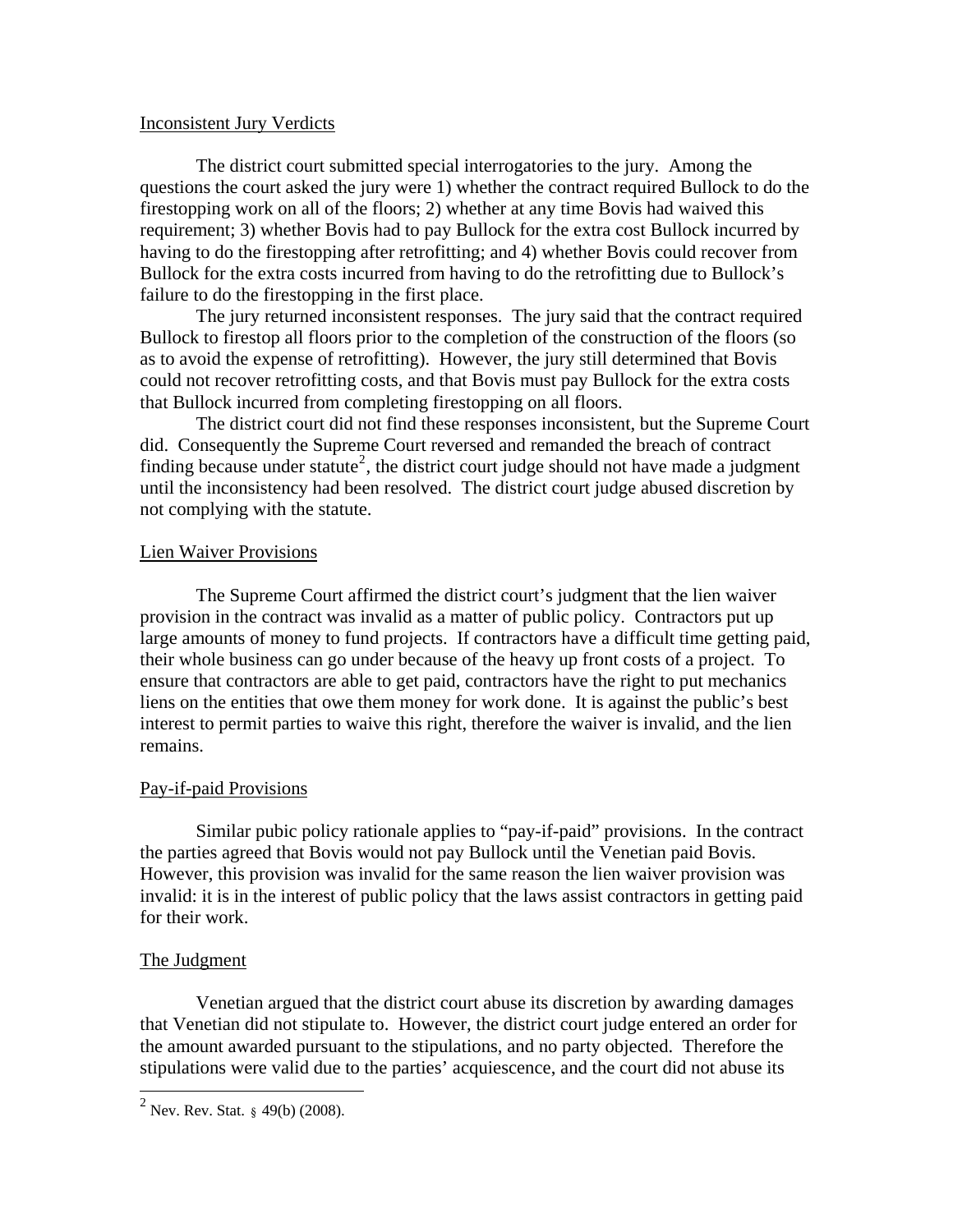Inconsistent Jury Verdicts

The district court submitted special interrogatories to the jury. Among the questions the court asked the jury were 1) whether the contract required Bullock to do the firestopping work on all of the floors; 2) whether at any time Bovis had waived this requirement; 3) whether Bovis had to pay Bullock for the extra cost Bullock incurred by having to do the firestopping after retrofitting; and 4) whether Bovis could recover from Bullock for the extra costs incurred from having to do the retrofitting due to Bullock's failure to do the firestopping in the first place.

The jury returned inconsistent responses. The jury said that the contract required Bullock to firestop all floors prior to the completion of the construction of the floors (so as to avoid the expense of retrofitting). However, the jury still determined that Bovis could not recover retrofitting costs, and that Bovis must pay Bullock for the extra costs that Bullock incurred from completing firestopping on all floors.

The district court did not find these responses inconsistent, but the Supreme Court did. Consequently the Supreme Court reversed and remanded the breach of contract finding because under statute[2], the district court judge should not have made a judgment until the inconsistency had been resolved. The district court judge abused discretion by not complying with the statute.

Lien Waiver Provisions

The Supreme Court affirmed the district court's judgment that the lien waiver provision in the contract was invalid as a matter of public policy. Contractors put up large amounts of money to fund projects. If contractors have a difficult time getting paid, their whole business can go under because of the heavy up front costs of a project. To ensure that contractors are able to get paid, contractors have the right to put mechanics liens on the entities that owe them money for work done. It is against the public's best interest to permit parties to waive this right, therefore the waiver is invalid, and the lien remains.

Pay-if-paid Provisions

Similar pubic policy rationale applies to "pay-if-paid" provisions. In the contract the parties agreed that Bovis would not pay Bullock until the Venetian paid Bovis. However, this provision was invalid for the same reason the lien waiver provision was invalid: it is in the interest of public policy that the laws assist contractors in getting paid for their work.

The Judgment

Venetian argued that the district court abuse its discretion by awarding damages that Venetian did not stipulate to. However, the district court judge entered an order for the amount awarded pursuant to the stipulations, and no party objected. Therefore the stipulations were valid due to the parties' acquiescence, and the court did not abuse its

[2] Nev. Rev. Stat. § 49(b) (2008).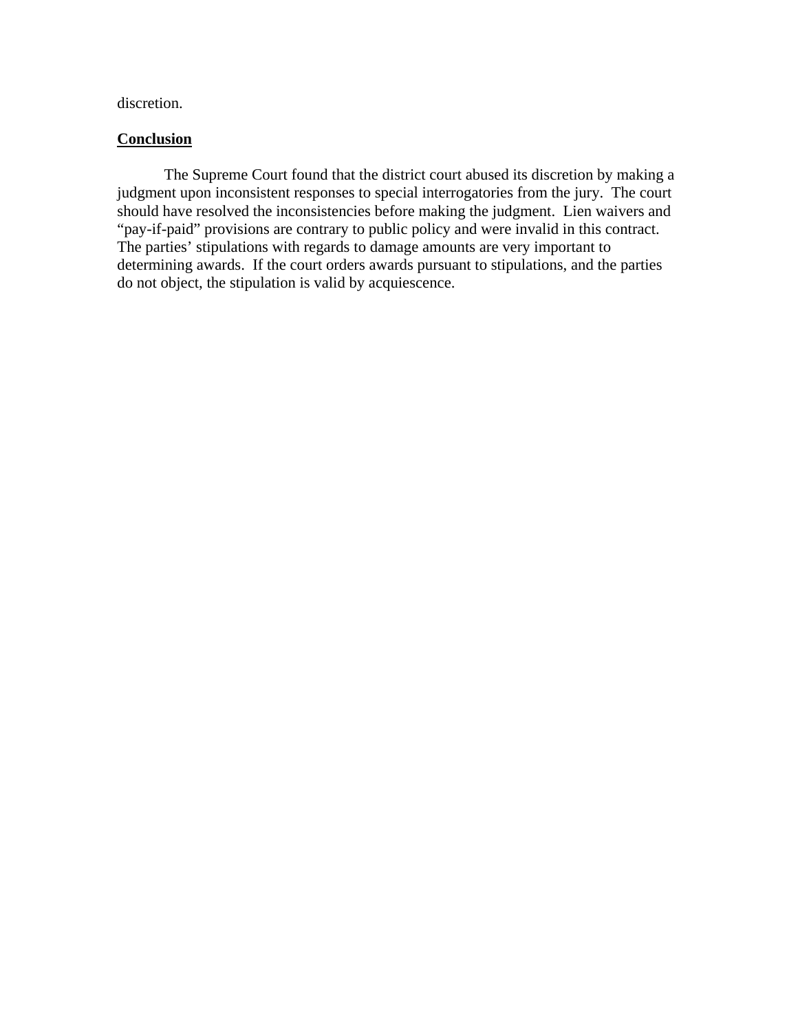discretion.

**Conclusion**

The Supreme Court found that the district court abused its discretion by making a judgment upon inconsistent responses to special interrogatories from the jury. The court should have resolved the inconsistencies before making the judgment. Lien waivers and "pay-if-paid" provisions are contrary to public policy and were invalid in this contract. The parties' stipulations with regards to damage amounts are very important to determining awards. If the court orders awards pursuant to stipulations, and the parties do not object, the stipulation is valid by acquiescence.